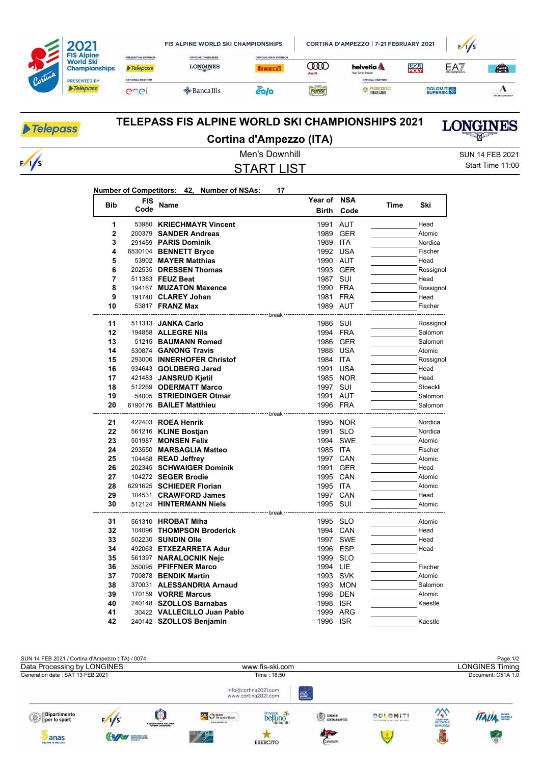# TELEPASS FIS ALPINE WORLD SKI CHAMPIONSHIPS 2021

## Cortina d'Ampezzo (ITA)

Men's Downhill

SUN 14 FEB 2021

# START LIST

Start Time 11:00

**Number of Competitors: 42, Number of NSAs: 17**

| Bib | FIS Code | Name | Year of Birth | NSA Code | Time | Ski |
|---|---|---|---|---|---|---|
| 1 | 53980 | **KRIECHMAYR Vincent** | 1991 | AUT | | Head |
| 2 | 200379 | **SANDER Andreas** | 1989 | GER | | Atomic |
| 3 | 291459 | **PARIS Dominik** | 1989 | ITA | | Nordica |
| 4 | 6530104 | **BENNETT Bryce** | 1992 | USA | | Fischer |
| 5 | 53902 | **MAYER Matthias** | 1990 | AUT | | Head |
| 6 | 202535 | **DRESSEN Thomas** | 1993 | GER | | Rossignol |
| 7 | 511383 | **FEUZ Beat** | 1987 | SUI | | Head |
| 8 | 194167 | **MUZATON Maxence** | 1990 | FRA | | Rossignol |
| 9 | 191740 | **CLAREY Johan** | 1981 | FRA | | Head |
| 10 | 53817 | **FRANZ Max** | 1989 | AUT | | Fischer |
| | | break | | | | |
| 11 | 511313 | **JANKA Carlo** | 1986 | SUI | | Rossignol |
| 12 | 194858 | **ALLEGRE Nils** | 1994 | FRA | | Salomon |
| 13 | 51215 | **BAUMANN Romed** | 1986 | GER | | Salomon |
| 14 | 530874 | **GANONG Travis** | 1988 | USA | | Atomic |
| 15 | 293006 | **INNERHOFER Christof** | 1984 | ITA | | Rossignol |
| 16 | 934643 | **GOLDBERG Jared** | 1991 | USA | | Head |
| 17 | 421483 | **JANSRUD Kjetil** | 1985 | NOR | | Head |
| 18 | 512269 | **ODERMATT Marco** | 1997 | SUI | | Stoeckli |
| 19 | 54005 | **STRIEDINGER Otmar** | 1991 | AUT | | Salomon |
| 20 | 6190176 | **BAILET Matthieu** | 1996 | FRA | | Salomon |
| | | break | | | | |
| 21 | 422403 | **ROEA Henrik** | 1995 | NOR | | Nordica |
| 22 | 561216 | **KLINE Bostjan** | 1991 | SLO | | Nordica |
| 23 | 501987 | **MONSEN Felix** | 1994 | SWE | | Atomic |
| 24 | 293550 | **MARSAGLIA Matteo** | 1985 | ITA | | Fischer |
| 25 | 104468 | **READ Jeffrey** | 1997 | CAN | | Atomic |
| 26 | 202345 | **SCHWAIGER Dominik** | 1991 | GER | | Head |
| 27 | 104272 | **SEGER Brodie** | 1995 | CAN | | Atomic |
| 28 | 6291625 | **SCHIEDER Florian** | 1995 | ITA | | Atomic |
| 29 | 104531 | **CRAWFORD James** | 1997 | CAN | | Head |
| 30 | 512124 | **HINTERMANN Niels** | 1995 | SUI | | Atomic |
| | | break | | | | |
| 31 | 561310 | **HROBAT Miha** | 1995 | SLO | | Atomic |
| 32 | 104096 | **THOMPSON Broderick** | 1994 | CAN | | Head |
| 33 | 502230 | **SUNDIN Olle** | 1997 | SWE | | Head |
| 34 | 492063 | **ETXEZARRETA Adur** | 1996 | ESP | | Head |
| 35 | 561397 | **NARALOCNIK Nejc** | 1999 | SLO | | |
| 36 | 350095 | **PFIFFNER Marco** | 1994 | LIE | | Fischer |
| 37 | 700878 | **BENDIK Martin** | 1993 | SVK | | Atomic |
| 38 | 370031 | **ALESSANDRIA Arnaud** | 1993 | MON | | Salomon |
| 39 | 170159 | **VORRE Marcus** | 1998 | DEN | | Atomic |
| 40 | 240148 | **SZOLLOS Barnabas** | 1998 | ISR | | Kaestle |
| 41 | 30422 | **VALLECILLO Juan Pablo** | 1999 | ARG | | |
| 42 | 240142 | **SZOLLOS Benjamin** | 1996 | ISR | | Kaestle |

SUN 14 FEB 2021 / Cortina d'Ampezzo (ITA) / 0074

Data Processing by LONGINES — www.fis-ski.com — LONGINES Timing

Generation date : SAT 13 FEB 2021 — Time : 18:50 — Document: C51A 1.0

info@cortina2021.com
www.cortina2021.com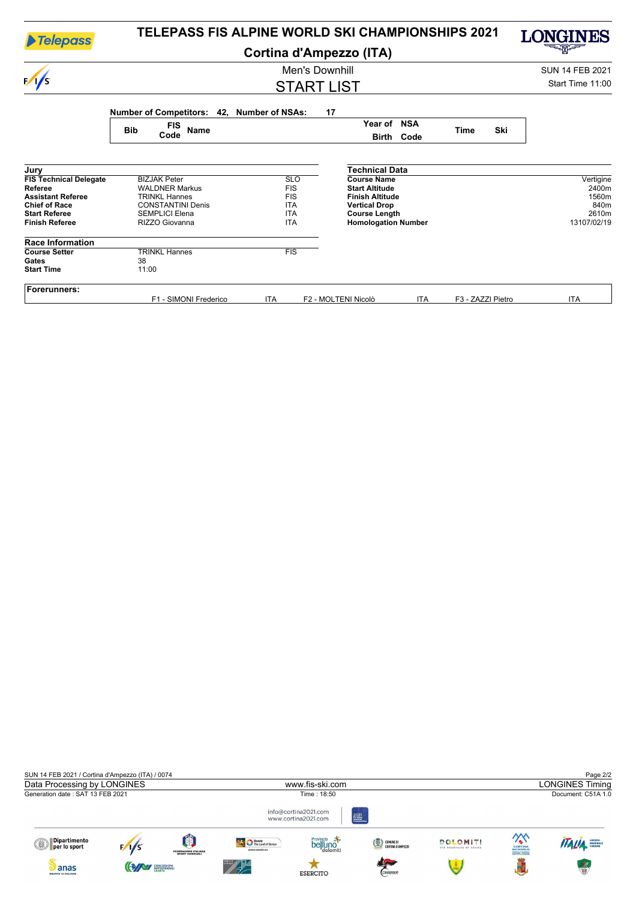# TELEPASS FIS ALPINE WORLD SKI CHAMPIONSHIPS 2021

## Cortina d'Ampezzo (ITA)

Men's Downhill

SUN 14 FEB 2021

## START LIST

Start Time 11:00

**Number of Competitors: 42, Number of NSAs: 17**

| Bib | FIS Code | Name | Year of Birth | NSA Code | Time | Ski |
|---|---|---|---|---|---|---|

| Jury | | |
|---|---|---|
| **FIS Technical Delegate** | BIZJAK Peter | SLO |
| **Referee** | WALDNER Markus | FIS |
| **Assistant Referee** | TRINKL Hannes | FIS |
| **Chief of Race** | CONSTANTINI Denis | ITA |
| **Start Referee** | SEMPLICI Elena | ITA |
| **Finish Referee** | RIZZO Giovanna | ITA |

| Technical Data | |
|---|---|
| **Course Name** | Vertigine |
| **Start Altitude** | 2400m |
| **Finish Altitude** | 1560m |
| **Vertical Drop** | 840m |
| **Course Length** | 2610m |
| **Homologation Number** | 13107/02/19 |

| Race Information | | |
|---|---|---|
| **Course Setter** | TRINKL Hannes | FIS |
| **Gates** | 38 | |
| **Start Time** | 11:00 | |

**Forerunners:**

| | | | | | |
|---|---|---|---|---|---|
| F1 - SIMONI Frederico | ITA | F2 - MOLTENI Nicolò | ITA | F3 - ZAZZI Pietro | ITA |

SUN 14 FEB 2021 / Cortina d'Ampezzo (ITA) / 0074

Data Processing by LONGINES — www.fis-ski.com — LONGINES Timing

Generation date : SAT 13 FEB 2021 — Time : 18:50 — Document: C51A 1.0

info@cortina2021.com
www.cortina2021.com